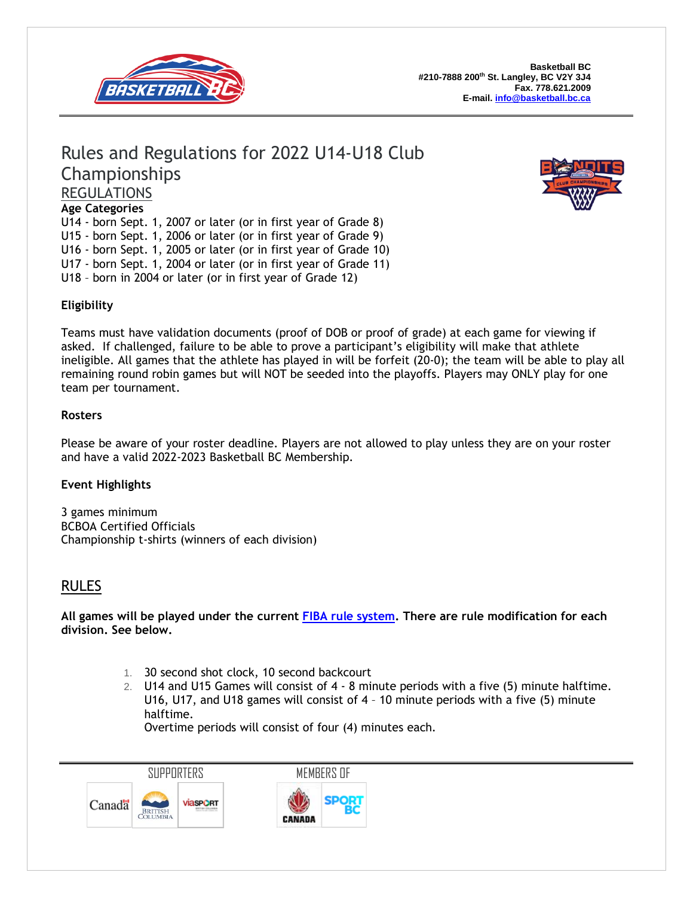Basketball BC
#210-7888 200th St. Langley, BC V2Y 3J4
Fax. 778.621.2009
E-mail. info@basketball.bc.ca

# Rules and Regulations for 2022 U14-U18 Club Championships

## REGULATIONS

**Age Categories**

U14 - born Sept. 1, 2007 or later (or in first year of Grade 8)
U15 - born Sept. 1, 2006 or later (or in first year of Grade 9)
U16 - born Sept. 1, 2005 or later (or in first year of Grade 10)
U17 - born Sept. 1, 2004 or later (or in first year of Grade 11)
U18 – born in 2004 or later (or in first year of Grade 12)

**Eligibility**

Teams must have validation documents (proof of DOB or proof of grade) at each game for viewing if asked. If challenged, failure to be able to prove a participant's eligibility will make that athlete ineligible. All games that the athlete has played in will be forfeit (20-0); the team will be able to play all remaining round robin games but will NOT be seeded into the playoffs. Players may ONLY play for one team per tournament.

**Rosters**

Please be aware of your roster deadline. Players are not allowed to play unless they are on your roster and have a valid 2022-2023 Basketball BC Membership.

**Event Highlights**

3 games minimum
BCBOA Certified Officials
Championship t-shirts (winners of each division)

## RULES

**All games will be played under the current FIBA rule system. There are rule modification for each division. See below.**

1. 30 second shot clock, 10 second backcourt
2. U14 and U15 Games will consist of 4 - 8 minute periods with a five (5) minute halftime. U16, U17, and U18 games will consist of 4 – 10 minute periods with a five (5) minute halftime.
   Overtime periods will consist of four (4) minutes each.

SUPPORTERS

MEMBERS OF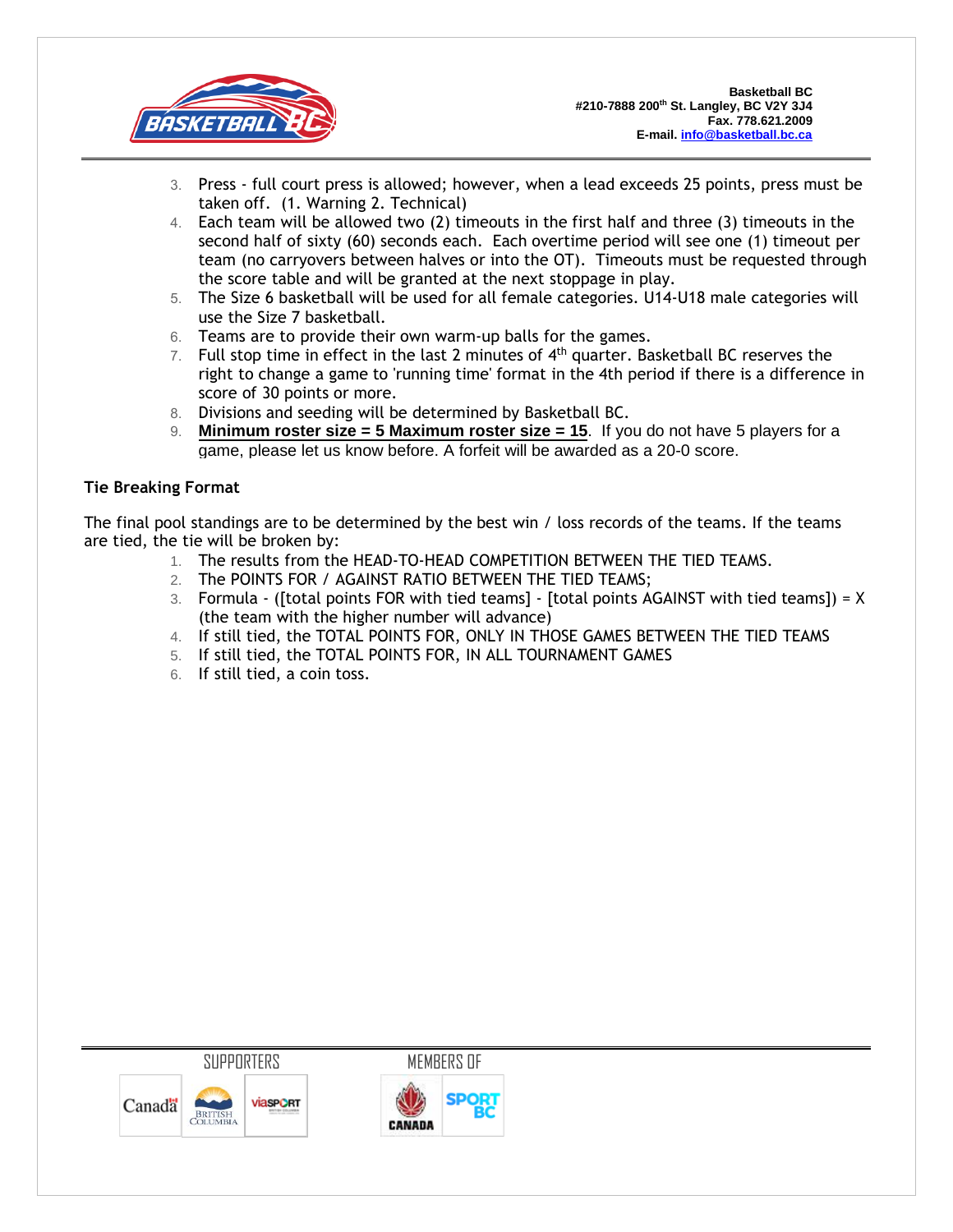3. Press - full court press is allowed; however, when a lead exceeds 25 points, press must be taken off. (1. Warning 2. Technical)
4. Each team will be allowed two (2) timeouts in the first half and three (3) timeouts in the second half of sixty (60) seconds each. Each overtime period will see one (1) timeout per team (no carryovers between halves or into the OT). Timeouts must be requested through the score table and will be granted at the next stoppage in play.
5. The Size 6 basketball will be used for all female categories. U14-U18 male categories will use the Size 7 basketball.
6. Teams are to provide their own warm-up balls for the games.
7. Full stop time in effect in the last 2 minutes of 4th quarter. Basketball BC reserves the right to change a game to 'running time' format in the 4th period if there is a difference in score of 30 points or more.
8. Divisions and seeding will be determined by Basketball BC.
9. **Minimum roster size = 5 Maximum roster size = 15**. If you do not have 5 players for a game, please let us know before. A forfeit will be awarded as a 20-0 score.

**Tie Breaking Format**

The final pool standings are to be determined by the best win / loss records of the teams. If the teams are tied, the tie will be broken by:

1. The results from the HEAD-TO-HEAD COMPETITION BETWEEN THE TIED TEAMS.
2. The POINTS FOR / AGAINST RATIO BETWEEN THE TIED TEAMS;
3. Formula - ([total points FOR with tied teams] - [total points AGAINST with tied teams]) = X (the team with the higher number will advance)
4. If still tied, the TOTAL POINTS FOR, ONLY IN THOSE GAMES BETWEEN THE TIED TEAMS
5. If still tied, the TOTAL POINTS FOR, IN ALL TOURNAMENT GAMES
6. If still tied, a coin toss.